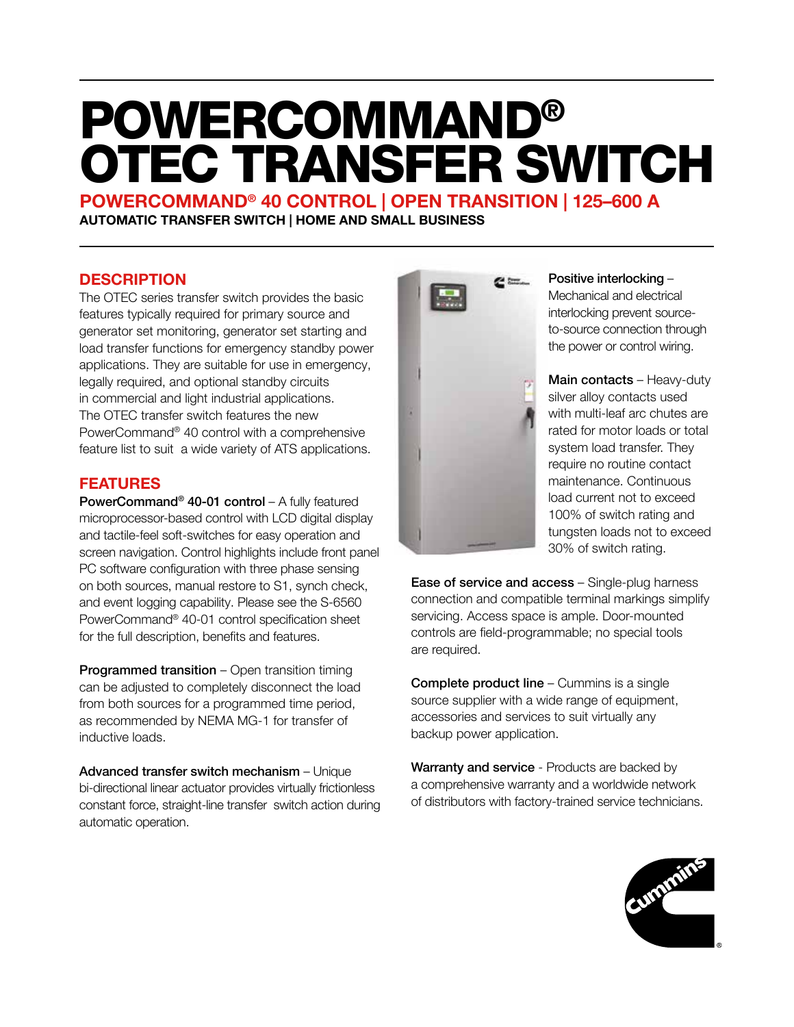# POWERCOMMAND® OTEC TRANSFER SWITCH

## POWERCOMMAND® 40 CONTROL | OPEN TRANSITION | 125–600 A

**AUTOMATIC TRANSFER SWITCH | HOME AND SMALL BUSINESS**

## DESCRIPTION

The OTEC series transfer switch provides the basic features typically required for primary source and generator set monitoring, generator set starting and load transfer functions for emergency standby power applications. They are suitable for use in emergency, legally required, and optional standby circuits in commercial and light industrial applications. The OTEC transfer switch features the new PowerCommand® 40 control with a comprehensive feature list to suit a wide variety of ATS applications.

## FEATURES

**PowerCommand® 40-01 control** – A fully featured microprocessor-based control with LCD digital display and tactile-feel soft-switches for easy operation and screen navigation. Control highlights include front panel PC software configuration with three phase sensing on both sources, manual restore to S1, synch check, and event logging capability. Please see the S-6560 PowerCommand® 40-01 control specification sheet for the full description, benefits and features.

**Programmed transition** – Open transition timing can be adjusted to completely disconnect the load from both sources for a programmed time period, as recommended by NEMA MG-1 for transfer of inductive loads.

**Advanced transfer switch mechanism** – Unique bi-directional linear actuator provides virtually frictionless constant force, straight-line transfer switch action during automatic operation.

**Positive interlocking** – Mechanical and electrical interlocking prevent source-to-source connection through the power or control wiring.

**Main contacts** – Heavy-duty silver alloy contacts used with multi-leaf arc chutes are rated for motor loads or total system load transfer. They require no routine contact maintenance. Continuous load current not to exceed 100% of switch rating and tungsten loads not to exceed 30% of switch rating.

**Ease of service and access** – Single-plug harness connection and compatible terminal markings simplify servicing. Access space is ample. Door-mounted controls are field-programmable; no special tools are required.

**Complete product line** – Cummins is a single source supplier with a wide range of equipment, accessories and services to suit virtually any backup power application.

**Warranty and service** - Products are backed by a comprehensive warranty and a worldwide network of distributors with factory-trained service technicians.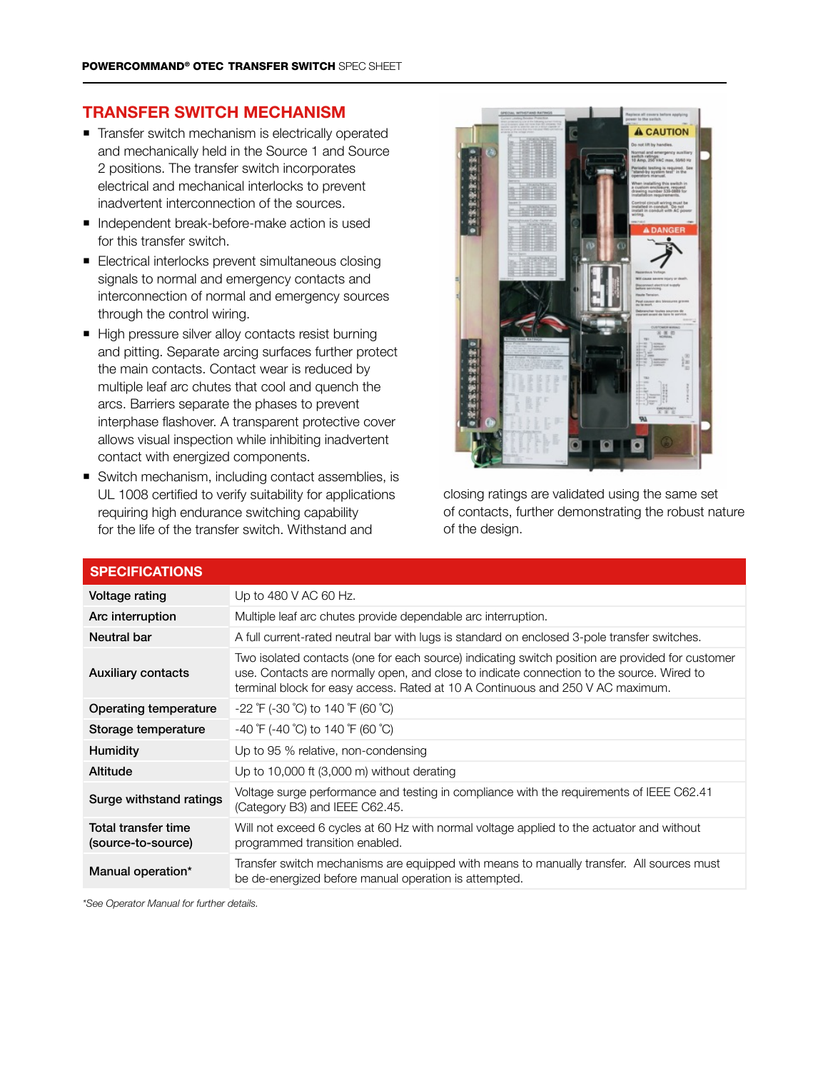## TRANSFER SWITCH MECHANISM

- Transfer switch mechanism is electrically operated and mechanically held in the Source 1 and Source 2 positions. The transfer switch incorporates electrical and mechanical interlocks to prevent inadvertent interconnection of the sources.
- Independent break-before-make action is used for this transfer switch.
- Electrical interlocks prevent simultaneous closing signals to normal and emergency contacts and interconnection of normal and emergency sources through the control wiring.
- High pressure silver alloy contacts resist burning and pitting. Separate arcing surfaces further protect the main contacts. Contact wear is reduced by multiple leaf arc chutes that cool and quench the arcs. Barriers separate the phases to prevent interphase flashover. A transparent protective cover allows visual inspection while inhibiting inadvertent contact with energized components.
- Switch mechanism, including contact assemblies, is UL 1008 certified to verify suitability for applications requiring high endurance switching capability for the life of the transfer switch. Withstand and closing ratings are validated using the same set of contacts, further demonstrating the robust nature of the design.

## SPECIFICATIONS

| | |
|---|---|
| **Voltage rating** | Up to 480 V AC 60 Hz. |
| **Arc interruption** | Multiple leaf arc chutes provide dependable arc interruption. |
| **Neutral bar** | A full current-rated neutral bar with lugs is standard on enclosed 3-pole transfer switches. |
| **Auxiliary contacts** | Two isolated contacts (one for each source) indicating switch position are provided for customer use. Contacts are normally open, and close to indicate connection to the source. Wired to terminal block for easy access. Rated at 10 A Continuous and 250 V AC maximum. |
| **Operating temperature** | -22 °F (-30 °C) to 140 °F (60 °C) |
| **Storage temperature** | -40 °F (-40 °C) to 140 °F (60 °C) |
| **Humidity** | Up to 95 % relative, non-condensing |
| **Altitude** | Up to 10,000 ft (3,000 m) without derating |
| **Surge withstand ratings** | Voltage surge performance and testing in compliance with the requirements of IEEE C62.41 (Category B3) and IEEE C62.45. |
| **Total transfer time (source-to-source)** | Will not exceed 6 cycles at 60 Hz with normal voltage applied to the actuator and without programmed transition enabled. |
| **Manual operation*** | Transfer switch mechanisms are equipped with means to manually transfer. All sources must be de-energized before manual operation is attempted. |

*\*See Operator Manual for further details.*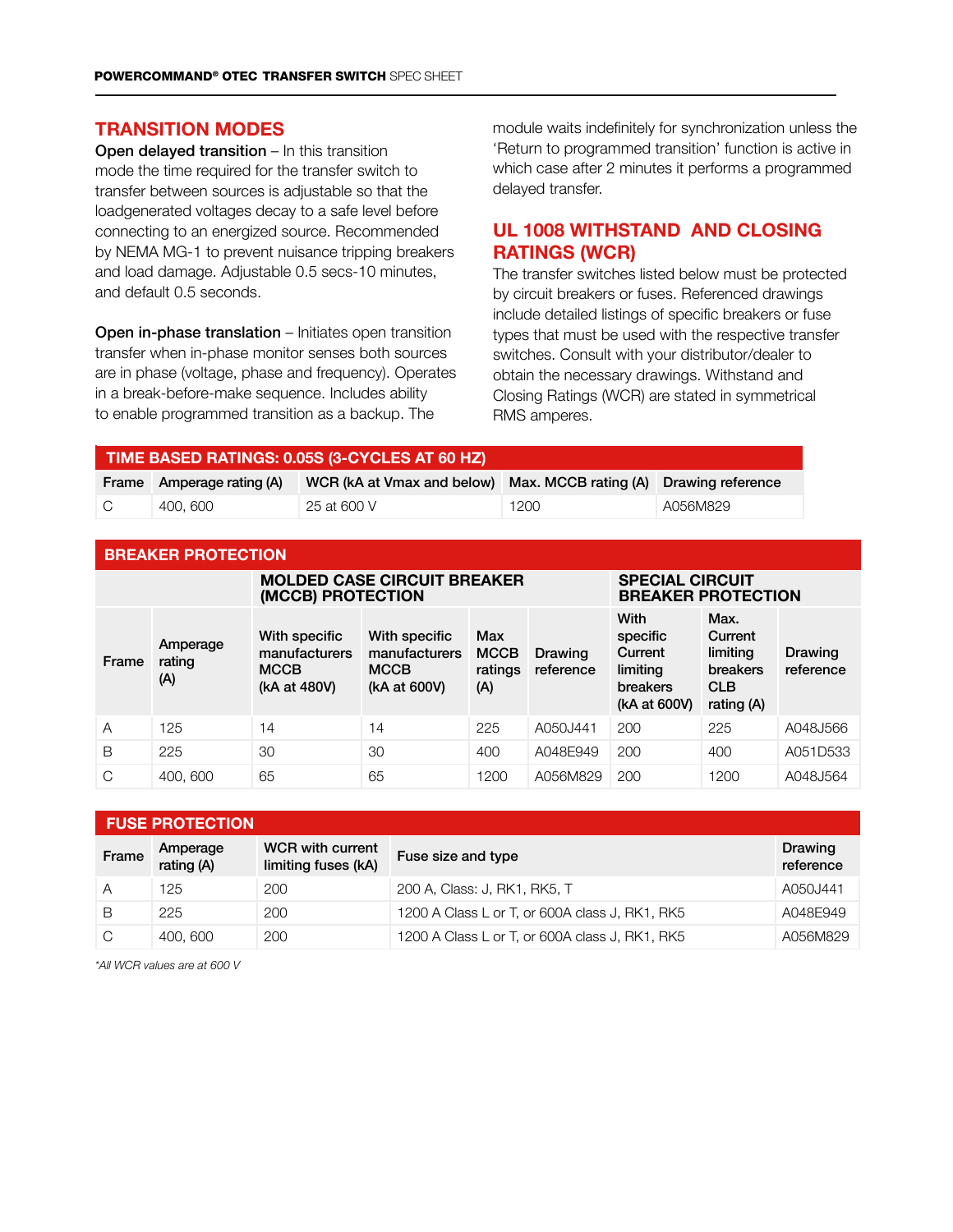## TRANSITION MODES

**Open delayed transition** – In this transition mode the time required for the transfer switch to transfer between sources is adjustable so that the loadgenerated voltages decay to a safe level before connecting to an energized source. Recommended by NEMA MG-1 to prevent nuisance tripping breakers and load damage. Adjustable 0.5 secs-10 minutes, and default 0.5 seconds.

**Open in-phase translation** – Initiates open transition transfer when in-phase monitor senses both sources are in phase (voltage, phase and frequency). Operates in a break-before-make sequence. Includes ability to enable programmed transition as a backup. The module waits indefinitely for synchronization unless the 'Return to programmed transition' function is active in which case after 2 minutes it performs a programmed delayed transfer.

## UL 1008 WITHSTAND AND CLOSING RATINGS (WCR)

The transfer switches listed below must be protected by circuit breakers or fuses. Referenced drawings include detailed listings of specific breakers or fuse types that must be used with the respective transfer switches. Consult with your distributor/dealer to obtain the necessary drawings. Withstand and Closing Ratings (WCR) are stated in symmetrical RMS amperes.

**TIME BASED RATINGS: 0.05S (3-CYCLES AT 60 HZ)**

| Frame | Amperage rating (A) | WCR (kA at Vmax and below) | Max. MCCB rating (A) | Drawing reference |
|---|---|---|---|---|
| C | 400, 600 | 25 at 600 V | 1200 | A056M829 |

**BREAKER PROTECTION**

| | | MOLDED CASE CIRCUIT BREAKER (MCCB) PROTECTION | | | | SPECIAL CIRCUIT BREAKER PROTECTION | | |
|---|---|---|---|---|---|---|---|---|
| Frame | Amperage rating (A) | With specific manufacturers MCCB (kA at 480V) | With specific manufacturers MCCB (kA at 600V) | Max MCCB ratings (A) | Drawing reference | With specific Current limiting breakers (kA at 600V) | Max. Current limiting breakers CLB rating (A) | Drawing reference |
| A | 125 | 14 | 14 | 225 | A050J441 | 200 | 225 | A048J566 |
| B | 225 | 30 | 30 | 400 | A048E949 | 200 | 400 | A051D533 |
| C | 400, 600 | 65 | 65 | 1200 | A056M829 | 200 | 1200 | A048J564 |

**FUSE PROTECTION**

| Frame | Amperage rating (A) | WCR with current limiting fuses (kA) | Fuse size and type | Drawing reference |
|---|---|---|---|---|
| A | 125 | 200 | 200 A, Class: J, RK1, RK5, T | A050J441 |
| B | 225 | 200 | 1200 A Class L or T, or 600A class J, RK1, RK5 | A048E949 |
| C | 400, 600 | 200 | 1200 A Class L or T, or 600A class J, RK1, RK5 | A056M829 |

*All WCR values are at 600 V*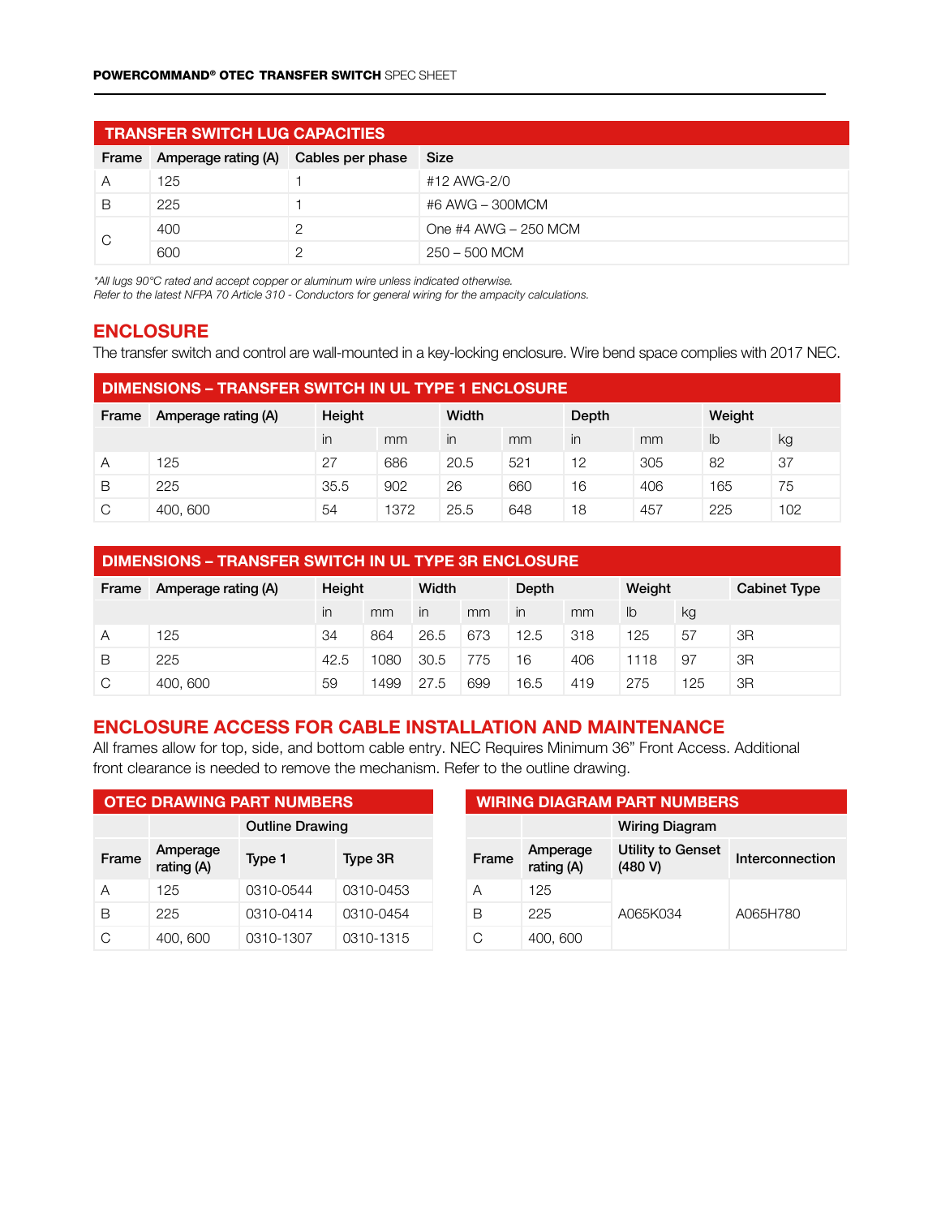## TRANSFER SWITCH LUG CAPACITIES

| Frame | Amperage rating (A) | Cables per phase | Size |
|---|---|---|---|
| A | 125 | 1 | #12 AWG-2/0 |
| B | 225 | 1 | #6 AWG – 300MCM |
| C | 400 | 2 | One #4 AWG – 250 MCM |
| | 600 | 2 | 250 – 500 MCM |

*\*All lugs 90°C rated and accept copper or aluminum wire unless indicated otherwise.*
*Refer to the latest NFPA 70 Article 310 - Conductors for general wiring for the ampacity calculations.*

## ENCLOSURE

The transfer switch and control are wall-mounted in a key-locking enclosure. Wire bend space complies with 2017 NEC.

### DIMENSIONS – TRANSFER SWITCH IN UL TYPE 1 ENCLOSURE

| Frame | Amperage rating (A) | Height | | Width | | Depth | | Weight | |
|---|---|---|---|---|---|---|---|---|---|
| | | in | mm | in | mm | in | mm | lb | kg |
| A | 125 | 27 | 686 | 20.5 | 521 | 12 | 305 | 82 | 37 |
| B | 225 | 35.5 | 902 | 26 | 660 | 16 | 406 | 165 | 75 |
| C | 400, 600 | 54 | 1372 | 25.5 | 648 | 18 | 457 | 225 | 102 |

### DIMENSIONS – TRANSFER SWITCH IN UL TYPE 3R ENCLOSURE

| Frame | Amperage rating (A) | Height | | Width | | Depth | | Weight | | Cabinet Type |
|---|---|---|---|---|---|---|---|---|---|---|
| | | in | mm | in | mm | in | mm | lb | kg | |
| A | 125 | 34 | 864 | 26.5 | 673 | 12.5 | 318 | 125 | 57 | 3R |
| B | 225 | 42.5 | 1080 | 30.5 | 775 | 16 | 406 | 1118 | 97 | 3R |
| C | 400, 600 | 59 | 1499 | 27.5 | 699 | 16.5 | 419 | 275 | 125 | 3R |

## ENCLOSURE ACCESS FOR CABLE INSTALLATION AND MAINTENANCE

All frames allow for top, side, and bottom cable entry. NEC Requires Minimum 36" Front Access. Additional front clearance is needed to remove the mechanism. Refer to the outline drawing.

### OTEC DRAWING PART NUMBERS

| | | Outline Drawing | |
|---|---|---|---|
| Frame | Amperage rating (A) | Type 1 | Type 3R |
| A | 125 | 0310-0544 | 0310-0453 |
| B | 225 | 0310-0414 | 0310-0454 |
| C | 400, 600 | 0310-1307 | 0310-1315 |

### WIRING DIAGRAM PART NUMBERS

| | | Wiring Diagram | |
|---|---|---|---|
| Frame | Amperage rating (A) | Utility to Genset (480 V) | Interconnection |
| A | 125 | A065K034 | A065H780 |
| B | 225 | | |
| C | 400, 600 | | |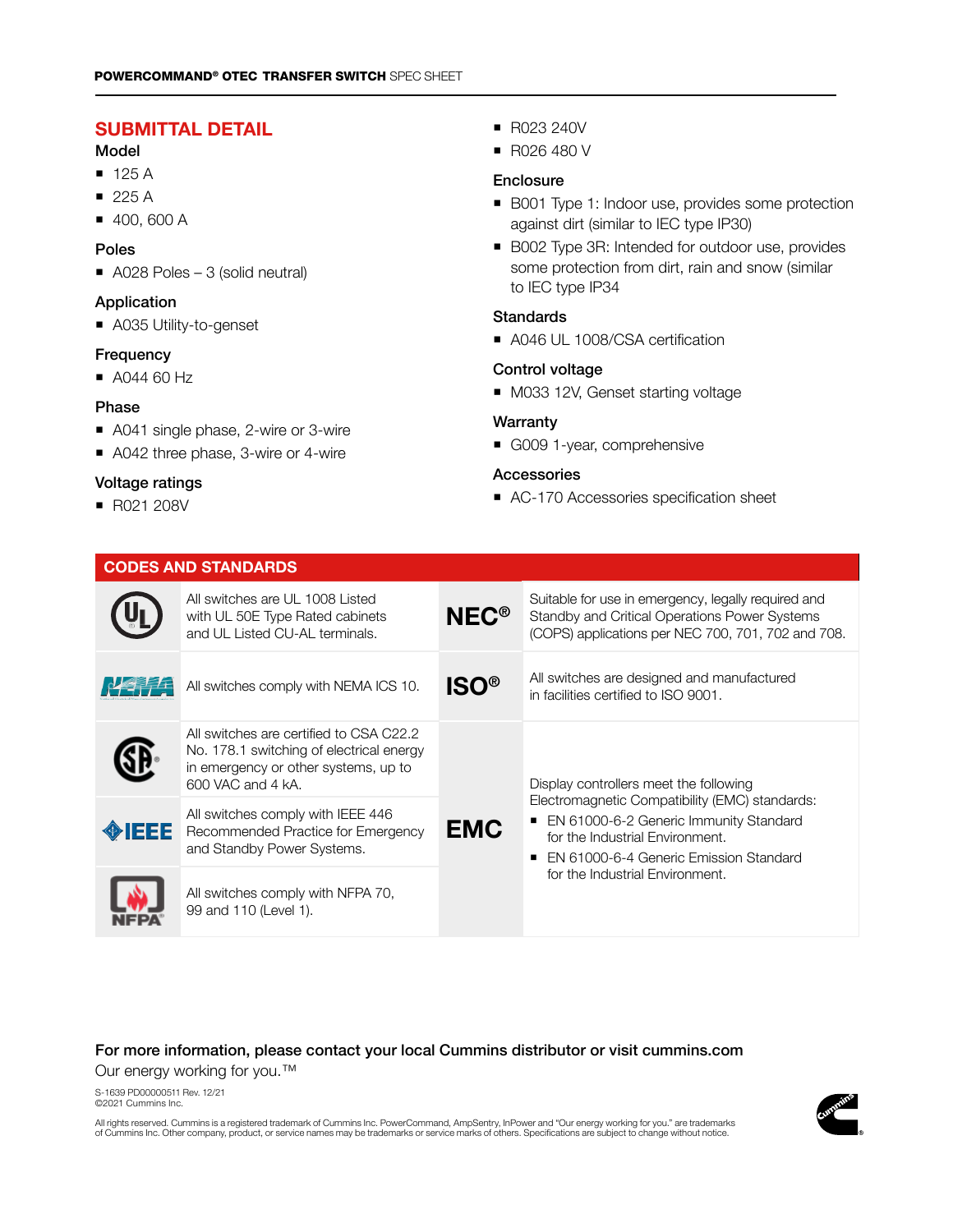## SUBMITTAL DETAIL

### Model

- 125 A
- 225 A
- 400, 600 A

### Poles

- A028 Poles – 3 (solid neutral)

### Application

- A035 Utility-to-genset

### Frequency

- A044 60 Hz

### Phase

- A041 single phase, 2-wire or 3-wire
- A042 three phase, 3-wire or 4-wire

### Voltage ratings

- R021 208V
- R023 240V
- R026 480 V

### Enclosure

- B001 Type 1: Indoor use, provides some protection against dirt (similar to IEC type IP30)
- B002 Type 3R: Intended for outdoor use, provides some protection from dirt, rain and snow (similar to IEC type IP34

### Standards

- A046 UL 1008/CSA certification

### Control voltage

- M033 12V, Genset starting voltage

### Warranty

- G009 1-year, comprehensive

### Accessories

- AC-170 Accessories specification sheet

## CODES AND STANDARDS

| | | | |
|---|---|---|---|
| UL | All switches are UL 1008 Listed with UL 50E Type Rated cabinets and UL Listed CU-AL terminals. | NEC® | Suitable for use in emergency, legally required and Standby and Critical Operations Power Systems (COPS) applications per NEC 700, 701, 702 and 708. |
| NEMA | All switches comply with NEMA ICS 10. | ISO® | All switches are designed and manufactured in facilities certified to ISO 9001. |
| CSA | All switches are certified to CSA C22.2 No. 178.1 switching of electrical energy in emergency or other systems, up to 600 VAC and 4 kA. | EMC | Display controllers meet the following Electromagnetic Compatibility (EMC) standards: <br>■ EN 61000-6-2 Generic Immunity Standard for the Industrial Environment. <br>■ EN 61000-6-4 Generic Emission Standard for the Industrial Environment. |
| IEEE | All switches comply with IEEE 446 Recommended Practice for Emergency and Standby Power Systems. | | |
| NFPA | All switches comply with NFPA 70, 99 and 110 (Level 1). | | |

**For more information, please contact your local Cummins distributor or visit cummins.com**

Our energy working for you.™

S-1639 PD00000511 Rev. 12/21
©2021 Cummins Inc.

All rights reserved. Cummins is a registered trademark of Cummins Inc. PowerCommand, AmpSentry, InPower and "Our energy working for you." are trademarks of Cummins Inc. Other company, product, or service names may be trademarks or service marks of others. Specifications are subject to change without notice.